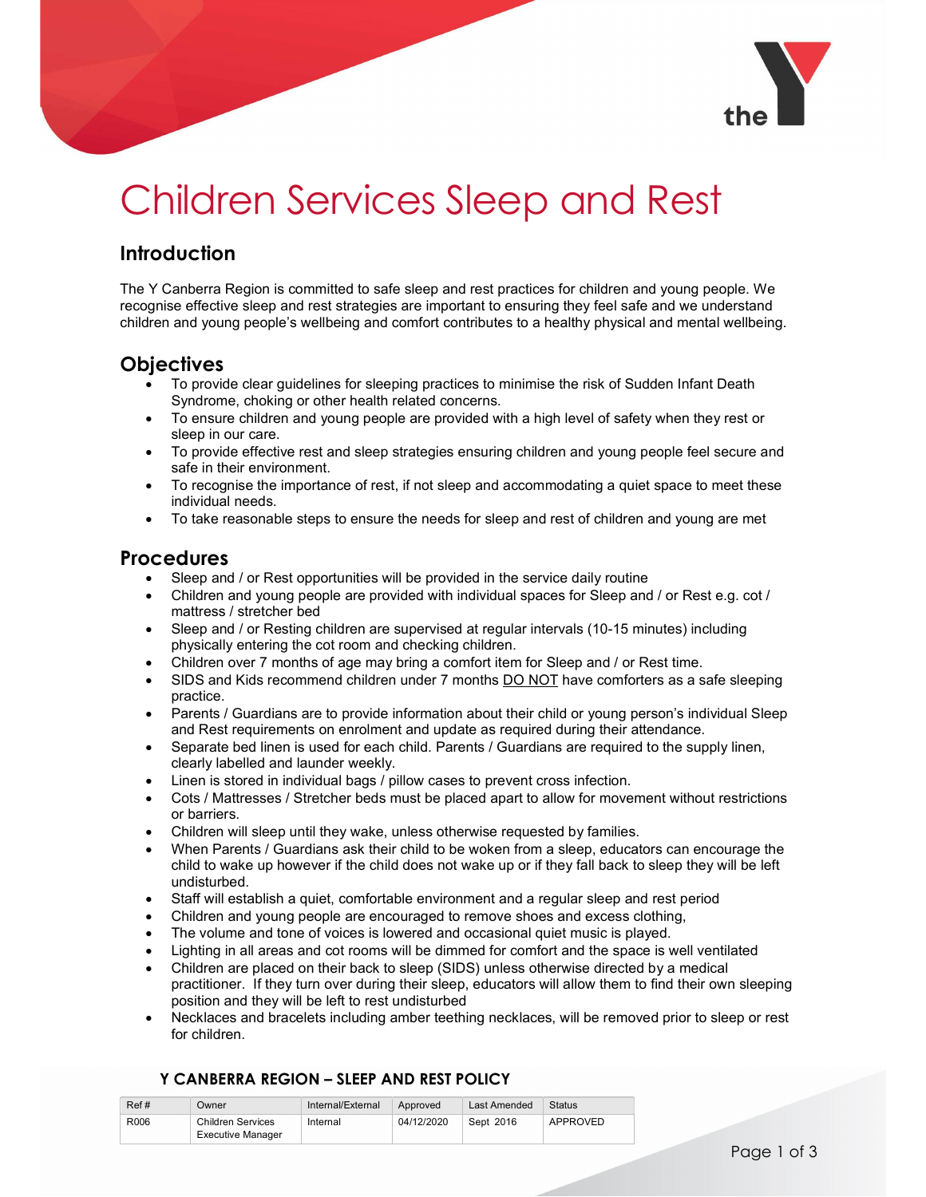# Children Services Sleep and Rest

## Introduction

The Y Canberra Region is committed to safe sleep and rest practices for children and young people. We recognise effective sleep and rest strategies are important to ensuring they feel safe and we understand children and young people's wellbeing and comfort contributes to a healthy physical and mental wellbeing.

## Objectives

- To provide clear guidelines for sleeping practices to minimise the risk of Sudden Infant Death Syndrome, choking or other health related concerns.
- To ensure children and young people are provided with a high level of safety when they rest or sleep in our care.
- To provide effective rest and sleep strategies ensuring children and young people feel secure and safe in their environment.
- To recognise the importance of rest, if not sleep and accommodating a quiet space to meet these individual needs.
- To take reasonable steps to ensure the needs for sleep and rest of children and young are met

## Procedures

- Sleep and / or Rest opportunities will be provided in the service daily routine
- Children and young people are provided with individual spaces for Sleep and / or Rest e.g. cot / mattress / stretcher bed
- Sleep and / or Resting children are supervised at regular intervals (10-15 minutes) including physically entering the cot room and checking children.
- Children over 7 months of age may bring a comfort item for Sleep and / or Rest time.
- SIDS and Kids recommend children under 7 months DO NOT have comforters as a safe sleeping practice.
- Parents / Guardians are to provide information about their child or young person's individual Sleep and Rest requirements on enrolment and update as required during their attendance.
- Separate bed linen is used for each child. Parents / Guardians are required to the supply linen, clearly labelled and launder weekly.
- Linen is stored in individual bags / pillow cases to prevent cross infection.
- Cots / Mattresses / Stretcher beds must be placed apart to allow for movement without restrictions or barriers.
- Children will sleep until they wake, unless otherwise requested by families.
- When Parents / Guardians ask their child to be woken from a sleep, educators can encourage the child to wake up however if the child does not wake up or if they fall back to sleep they will be left undisturbed.
- Staff will establish a quiet, comfortable environment and a regular sleep and rest period
- Children and young people are encouraged to remove shoes and excess clothing,
- The volume and tone of voices is lowered and occasional quiet music is played.
- Lighting in all areas and cot rooms will be dimmed for comfort and the space is well ventilated
- Children are placed on their back to sleep (SIDS) unless otherwise directed by a medical practitioner. If they turn over during their sleep, educators will allow them to find their own sleeping position and they will be left to rest undisturbed
- Necklaces and bracelets including amber teething necklaces, will be removed prior to sleep or rest for children.

**Y CANBERRA REGION – SLEEP AND REST POLICY**

| Ref # | Owner | Internal/External | Approved | Last Amended | Status |
|---|---|---|---|---|---|
| R006 | Children Services Executive Manager | Internal | 04/12/2020 | Sept 2016 | APPROVED |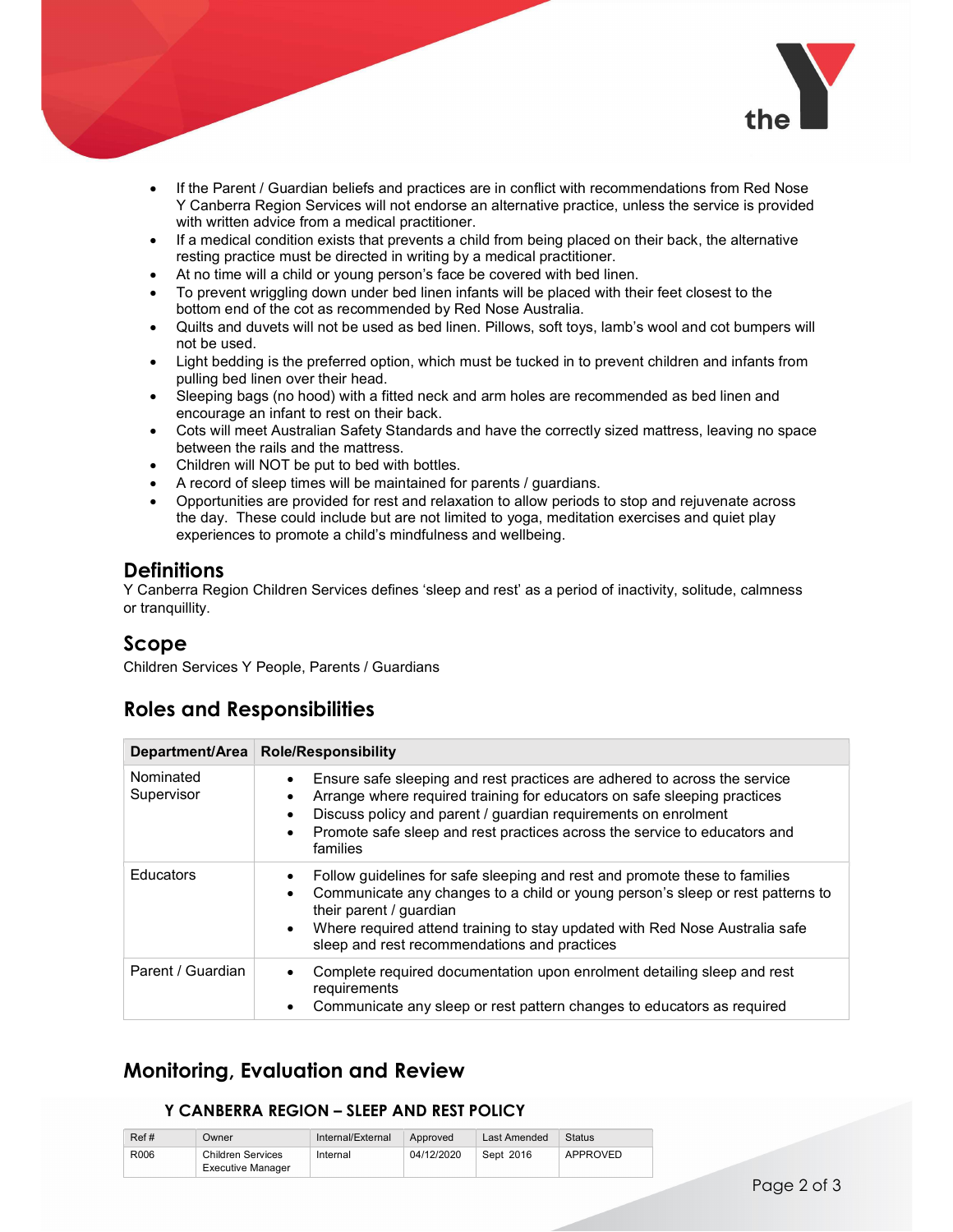- If the Parent / Guardian beliefs and practices are in conflict with recommendations from Red Nose Y Canberra Region Services will not endorse an alternative practice, unless the service is provided with written advice from a medical practitioner.
- If a medical condition exists that prevents a child from being placed on their back, the alternative resting practice must be directed in writing by a medical practitioner.
- At no time will a child or young person's face be covered with bed linen.
- To prevent wriggling down under bed linen infants will be placed with their feet closest to the bottom end of the cot as recommended by Red Nose Australia.
- Quilts and duvets will not be used as bed linen. Pillows, soft toys, lamb's wool and cot bumpers will not be used.
- Light bedding is the preferred option, which must be tucked in to prevent children and infants from pulling bed linen over their head.
- Sleeping bags (no hood) with a fitted neck and arm holes are recommended as bed linen and encourage an infant to rest on their back.
- Cots will meet Australian Safety Standards and have the correctly sized mattress, leaving no space between the rails and the mattress.
- Children will NOT be put to bed with bottles.
- A record of sleep times will be maintained for parents / guardians.
- Opportunities are provided for rest and relaxation to allow periods to stop and rejuvenate across the day. These could include but are not limited to yoga, meditation exercises and quiet play experiences to promote a child's mindfulness and wellbeing.

## Definitions

Y Canberra Region Children Services defines 'sleep and rest' as a period of inactivity, solitude, calmness or tranquillity.

## Scope

Children Services Y People, Parents / Guardians

## Roles and Responsibilities

| Department/Area | Role/Responsibility |
|---|---|
| Nominated Supervisor | • Ensure safe sleeping and rest practices are adhered to across the service<br>• Arrange where required training for educators on safe sleeping practices<br>• Discuss policy and parent / guardian requirements on enrolment<br>• Promote safe sleep and rest practices across the service to educators and families |
| Educators | • Follow guidelines for safe sleeping and rest and promote these to families<br>• Communicate any changes to a child or young person's sleep or rest patterns to their parent / guardian<br>• Where required attend training to stay updated with Red Nose Australia safe sleep and rest recommendations and practices |
| Parent / Guardian | • Complete required documentation upon enrolment detailing sleep and rest requirements<br>• Communicate any sleep or rest pattern changes to educators as required |

## Monitoring, Evaluation and Review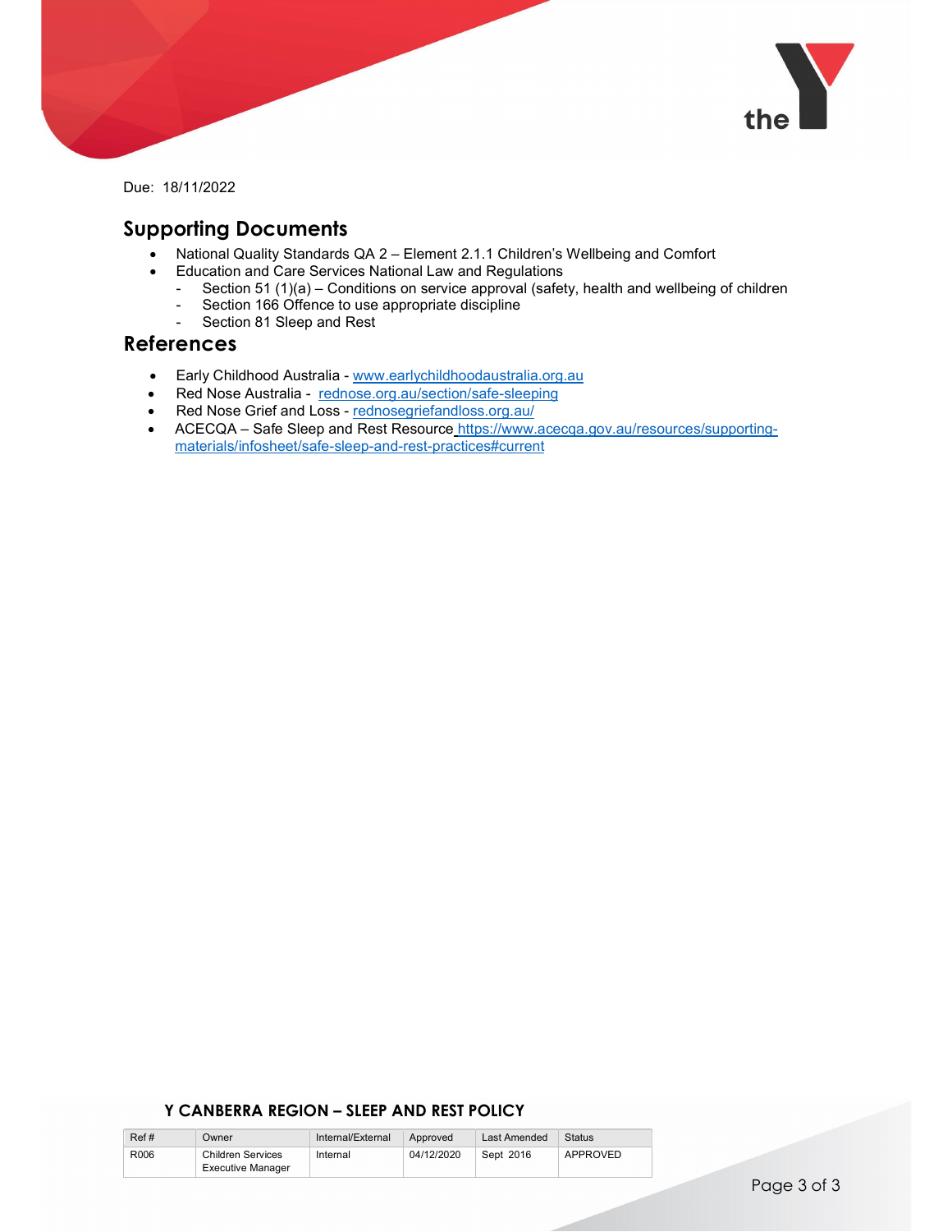Due: 18/11/2022

## Supporting Documents

- National Quality Standards QA 2 – Element 2.1.1 Children's Wellbeing and Comfort
- Education and Care Services National Law and Regulations
  - Section 51 (1)(a) – Conditions on service approval (safety, health and wellbeing of children
  - Section 166 Offence to use appropriate discipline
  - Section 81 Sleep and Rest

## References

- Early Childhood Australia - www.earlychildhoodaustralia.org.au
- Red Nose Australia - rednose.org.au/section/safe-sleeping
- Red Nose Grief and Loss - rednosegriefandloss.org.au/
- ACECQA – Safe Sleep and Rest Resource https://www.acecqa.gov.au/resources/supporting-materials/infosheet/safe-sleep-and-rest-practices#current

**Y CANBERRA REGION – SLEEP AND REST POLICY**

| Ref # | Owner | Internal/External | Approved | Last Amended | Status |
|---|---|---|---|---|---|
| R006 | Children Services Executive Manager | Internal | 04/12/2020 | Sept 2016 | APPROVED |